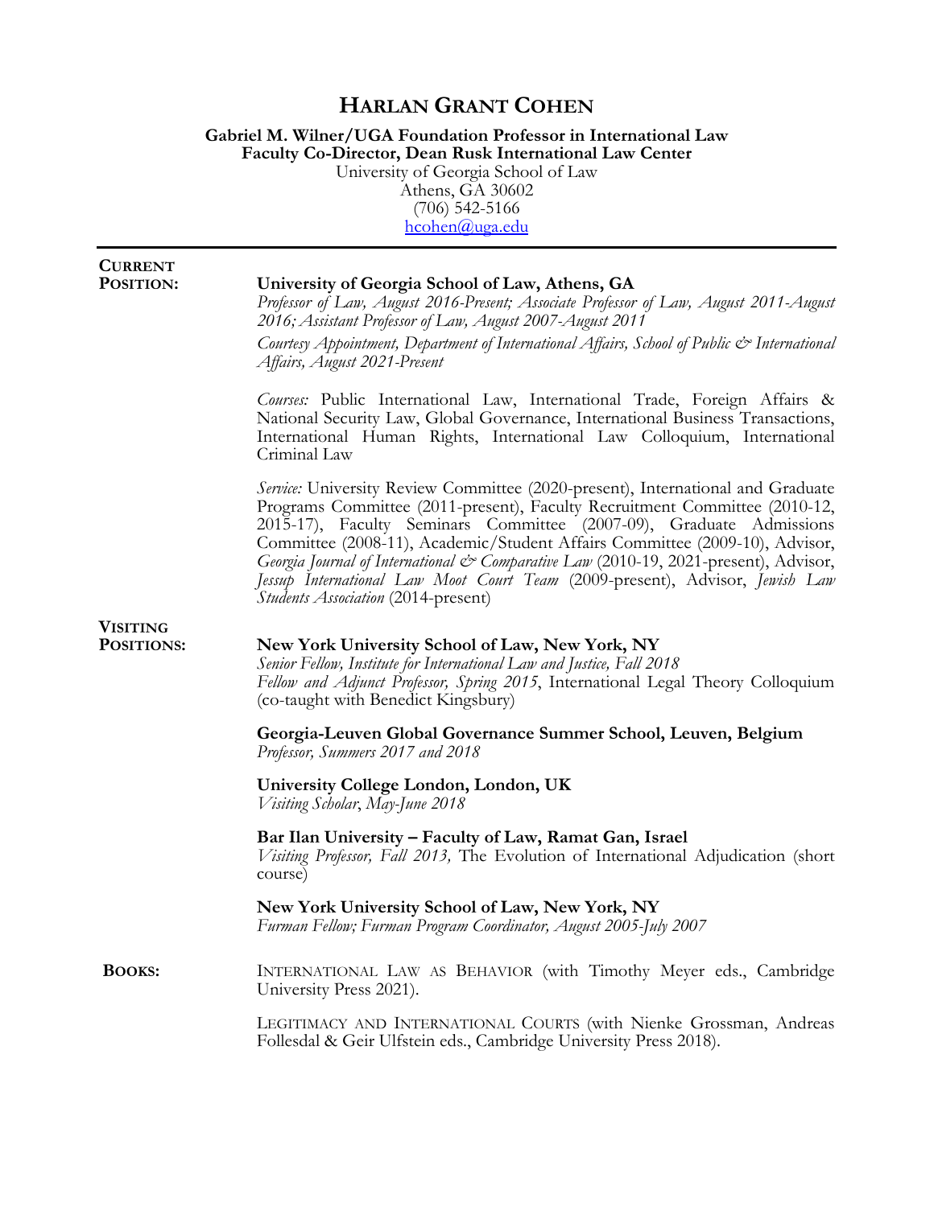# HARLAN GRANT COHEN

**Gabriel M. Wilner/UGA Foundation Professor in International Law**
**Faculty Co-Director, Dean Rusk International Law Center**
University of Georgia School of Law
Athens, GA 30602
(706) 542-5166
hcohen@uga.edu

---

## CURRENT POSITION:

**University of Georgia School of Law, Athens, GA**
*Professor of Law, August 2016-Present; Associate Professor of Law, August 2011-August 2016; Assistant Professor of Law, August 2007-August 2011*
*Courtesy Appointment, Department of International Affairs, School of Public & International Affairs, August 2021-Present*

*Courses:* Public International Law, International Trade, Foreign Affairs & National Security Law, Global Governance, International Business Transactions, International Human Rights, International Law Colloquium, International Criminal Law

*Service:* University Review Committee (2020-present), International and Graduate Programs Committee (2011-present), Faculty Recruitment Committee (2010-12, 2015-17), Faculty Seminars Committee (2007-09), Graduate Admissions Committee (2008-11), Academic/Student Affairs Committee (2009-10), Advisor, *Georgia Journal of International & Comparative Law* (2010-19, 2021-present), Advisor, *Jessup International Law Moot Court Team* (2009-present), Advisor, *Jewish Law Students Association* (2014-present)

## VISITING POSITIONS:

**New York University School of Law, New York, NY**
*Senior Fellow, Institute for International Law and Justice, Fall 2018*
*Fellow and Adjunct Professor, Spring 2015*, International Legal Theory Colloquium (co-taught with Benedict Kingsbury)

**Georgia-Leuven Global Governance Summer School, Leuven, Belgium**
*Professor, Summers 2017 and 2018*

**University College London, London, UK**
*Visiting Scholar, May-June 2018*

**Bar Ilan University – Faculty of Law, Ramat Gan, Israel**
*Visiting Professor, Fall 2013,* The Evolution of International Adjudication (short course)

**New York University School of Law, New York, NY**
*Furman Fellow; Furman Program Coordinator, August 2005-July 2007*

## BOOKS:

INTERNATIONAL LAW AS BEHAVIOR (with Timothy Meyer eds., Cambridge University Press 2021).

LEGITIMACY AND INTERNATIONAL COURTS (with Nienke Grossman, Andreas Follesdal & Geir Ulfstein eds., Cambridge University Press 2018).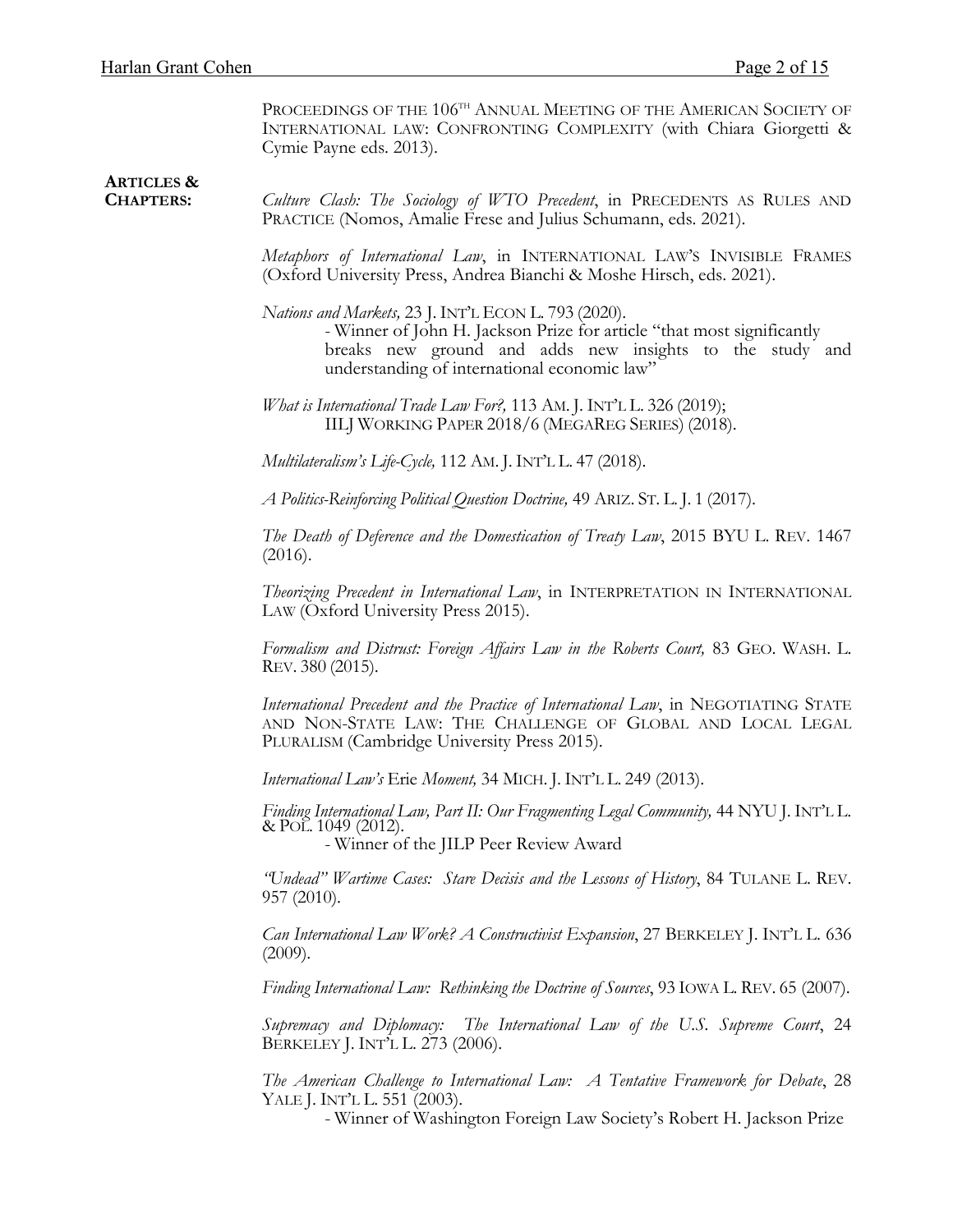PROCEEDINGS OF THE 106TH ANNUAL MEETING OF THE AMERICAN SOCIETY OF INTERNATIONAL LAW: CONFRONTING COMPLEXITY (with Chiara Giorgetti & Cymie Payne eds. 2013).

**ARTICLES & CHAPTERS:**

*Culture Clash: The Sociology of WTO Precedent*, in PRECEDENTS AS RULES AND PRACTICE (Nomos, Amalie Frese and Julius Schumann, eds. 2021).

*Metaphors of International Law*, in INTERNATIONAL LAW'S INVISIBLE FRAMES (Oxford University Press, Andrea Bianchi & Moshe Hirsch, eds. 2021).

*Nations and Markets,* 23 J. INT'L ECON L. 793 (2020).
- Winner of John H. Jackson Prize for article "that most significantly breaks new ground and adds new insights to the study and understanding of international economic law"

*What is International Trade Law For?,* 113 AM. J. INT'L L. 326 (2019); IILJ WORKING PAPER 2018/6 (MEGAREG SERIES) (2018).

*Multilateralism's Life-Cycle,* 112 AM. J. INT'L L. 47 (2018).

*A Politics-Reinforcing Political Question Doctrine,* 49 ARIZ. ST. L. J. 1 (2017).

*The Death of Deference and the Domestication of Treaty Law*, 2015 BYU L. REV. 1467 (2016).

*Theorizing Precedent in International Law*, in INTERPRETATION IN INTERNATIONAL LAW (Oxford University Press 2015).

*Formalism and Distrust: Foreign Affairs Law in the Roberts Court,* 83 GEO. WASH. L. REV. 380 (2015).

*International Precedent and the Practice of International Law*, in NEGOTIATING STATE AND NON-STATE LAW: THE CHALLENGE OF GLOBAL AND LOCAL LEGAL PLURALISM (Cambridge University Press 2015).

*International Law's* Erie *Moment,* 34 MICH. J. INT'L L. 249 (2013).

*Finding International Law, Part II: Our Fragmenting Legal Community,* 44 NYU J. INT'L L. & POL. 1049 (2012).
- Winner of the JILP Peer Review Award

*"Undead" Wartime Cases: Stare Decisis and the Lessons of History*, 84 TULANE L. REV. 957 (2010).

*Can International Law Work? A Constructivist Expansion*, 27 BERKELEY J. INT'L L. 636 (2009).

*Finding International Law: Rethinking the Doctrine of Sources*, 93 IOWA L. REV. 65 (2007).

*Supremacy and Diplomacy: The International Law of the U.S. Supreme Court*, 24 BERKELEY J. INT'L L. 273 (2006).

*The American Challenge to International Law: A Tentative Framework for Debate*, 28 YALE J. INT'L L. 551 (2003).
- Winner of Washington Foreign Law Society's Robert H. Jackson Prize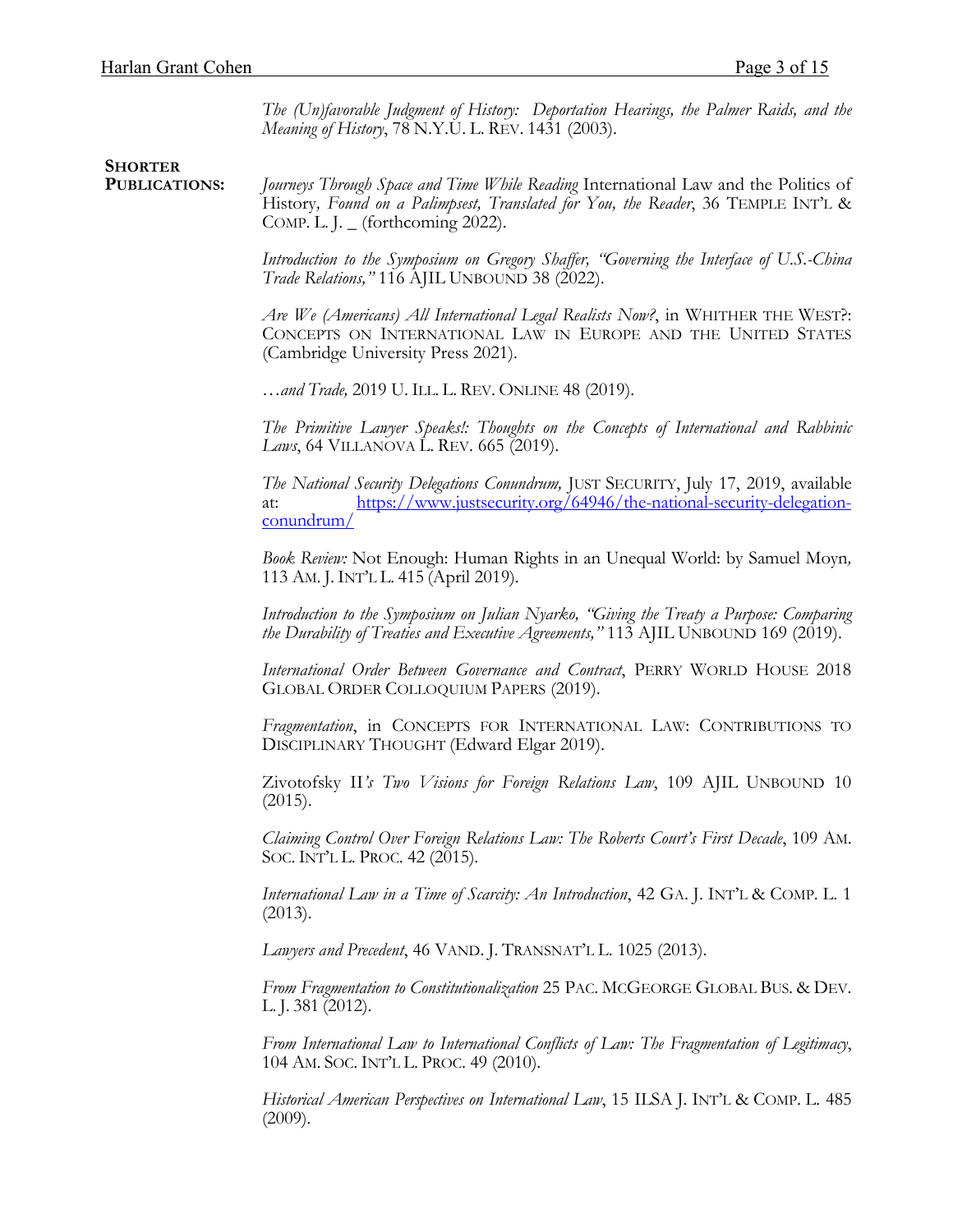*The (Un)favorable Judgment of History: Deportation Hearings, the Palmer Raids, and the Meaning of History*, 78 N.Y.U. L. REV. 1431 (2003).

**SHORTER PUBLICATIONS:**

*Journeys Through Space and Time While Reading* International Law and the Politics of History*, Found on a Palimpsest, Translated for You, the Reader*, 36 TEMPLE INT'L & COMP. L. J. _ (forthcoming 2022).

*Introduction to the Symposium on Gregory Shaffer, "Governing the Interface of U.S.-China Trade Relations,"* 116 AJIL UNBOUND 38 (2022).

*Are We (Americans) All International Legal Realists Now?*, in WHITHER THE WEST?: CONCEPTS ON INTERNATIONAL LAW IN EUROPE AND THE UNITED STATES (Cambridge University Press 2021).

*…and Trade,* 2019 U. ILL. L. REV. ONLINE 48 (2019).

*The Primitive Lawyer Speaks!: Thoughts on the Concepts of International and Rabbinic Laws*, 64 VILLANOVA L. REV. 665 (2019).

*The National Security Delegations Conundrum,* JUST SECURITY, July 17, 2019, available at: https://www.justsecurity.org/64946/the-national-security-delegation-conundrum/

*Book Review:* Not Enough: Human Rights in an Unequal World: by Samuel Moyn*,* 113 AM. J. INT'L L. 415 (April 2019).

*Introduction to the Symposium on Julian Nyarko, "Giving the Treaty a Purpose: Comparing the Durability of Treaties and Executive Agreements,"* 113 AJIL UNBOUND 169 (2019).

*International Order Between Governance and Contract*, PERRY WORLD HOUSE 2018 GLOBAL ORDER COLLOQUIUM PAPERS (2019).

*Fragmentation*, in CONCEPTS FOR INTERNATIONAL LAW: CONTRIBUTIONS TO DISCIPLINARY THOUGHT (Edward Elgar 2019).

Zivotofsky II*'s Two Visions for Foreign Relations Law*, 109 AJIL UNBOUND 10 (2015).

*Claiming Control Over Foreign Relations Law: The Roberts Court's First Decade*, 109 AM. SOC. INT'L L. PROC. 42 (2015).

*International Law in a Time of Scarcity: An Introduction*, 42 GA. J. INT'L & COMP. L. 1 (2013).

*Lawyers and Precedent*, 46 VAND. J. TRANSNAT'L L. 1025 (2013).

*From Fragmentation to Constitutionalization* 25 PAC. MCGEORGE GLOBAL BUS. & DEV. L. J. 381 (2012).

*From International Law to International Conflicts of Law: The Fragmentation of Legitimacy*, 104 AM. SOC. INT'L L. PROC. 49 (2010).

*Historical American Perspectives on International Law*, 15 ILSA J. INT'L & COMP. L. 485 (2009).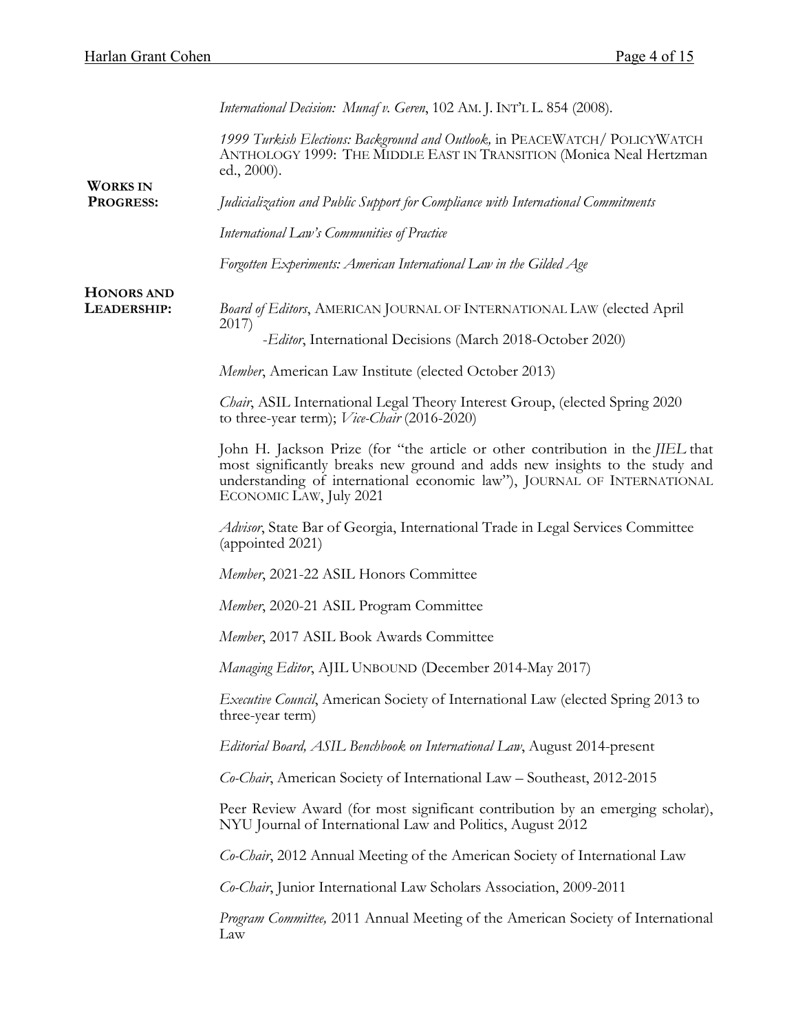*International Decision: Munaf v. Geren*, 102 AM. J. INT'L L. 854 (2008).

*1999 Turkish Elections: Background and Outlook,* in PEACEWATCH/ POLICYWATCH ANTHOLOGY 1999: THE MIDDLE EAST IN TRANSITION (Monica Neal Hertzman ed., 2000).

**WORKS IN PROGRESS:**

*Judicialization and Public Support for Compliance with International Commitments*

*International Law's Communities of Practice*

*Forgotten Experiments: American International Law in the Gilded Age*

**HONORS AND LEADERSHIP:**

*Board of Editors*, AMERICAN JOURNAL OF INTERNATIONAL LAW (elected April 2017)
- *Editor*, International Decisions (March 2018-October 2020)

*Member*, American Law Institute (elected October 2013)

*Chair*, ASIL International Legal Theory Interest Group, (elected Spring 2020 to three-year term); *Vice-Chair* (2016-2020)

John H. Jackson Prize (for "the article or other contribution in the *JIEL* that most significantly breaks new ground and adds new insights to the study and understanding of international economic law"), JOURNAL OF INTERNATIONAL ECONOMIC LAW, July 2021

*Advisor*, State Bar of Georgia, International Trade in Legal Services Committee (appointed 2021)

*Member*, 2021-22 ASIL Honors Committee

*Member*, 2020-21 ASIL Program Committee

*Member*, 2017 ASIL Book Awards Committee

*Managing Editor*, AJIL UNBOUND (December 2014-May 2017)

*Executive Council*, American Society of International Law (elected Spring 2013 to three-year term)

*Editorial Board, ASIL Benchbook on International Law*, August 2014-present

*Co-Chair*, American Society of International Law – Southeast, 2012-2015

Peer Review Award (for most significant contribution by an emerging scholar), NYU Journal of International Law and Politics, August 2012

*Co-Chair*, 2012 Annual Meeting of the American Society of International Law

*Co-Chair*, Junior International Law Scholars Association, 2009-2011

*Program Committee,* 2011 Annual Meeting of the American Society of International Law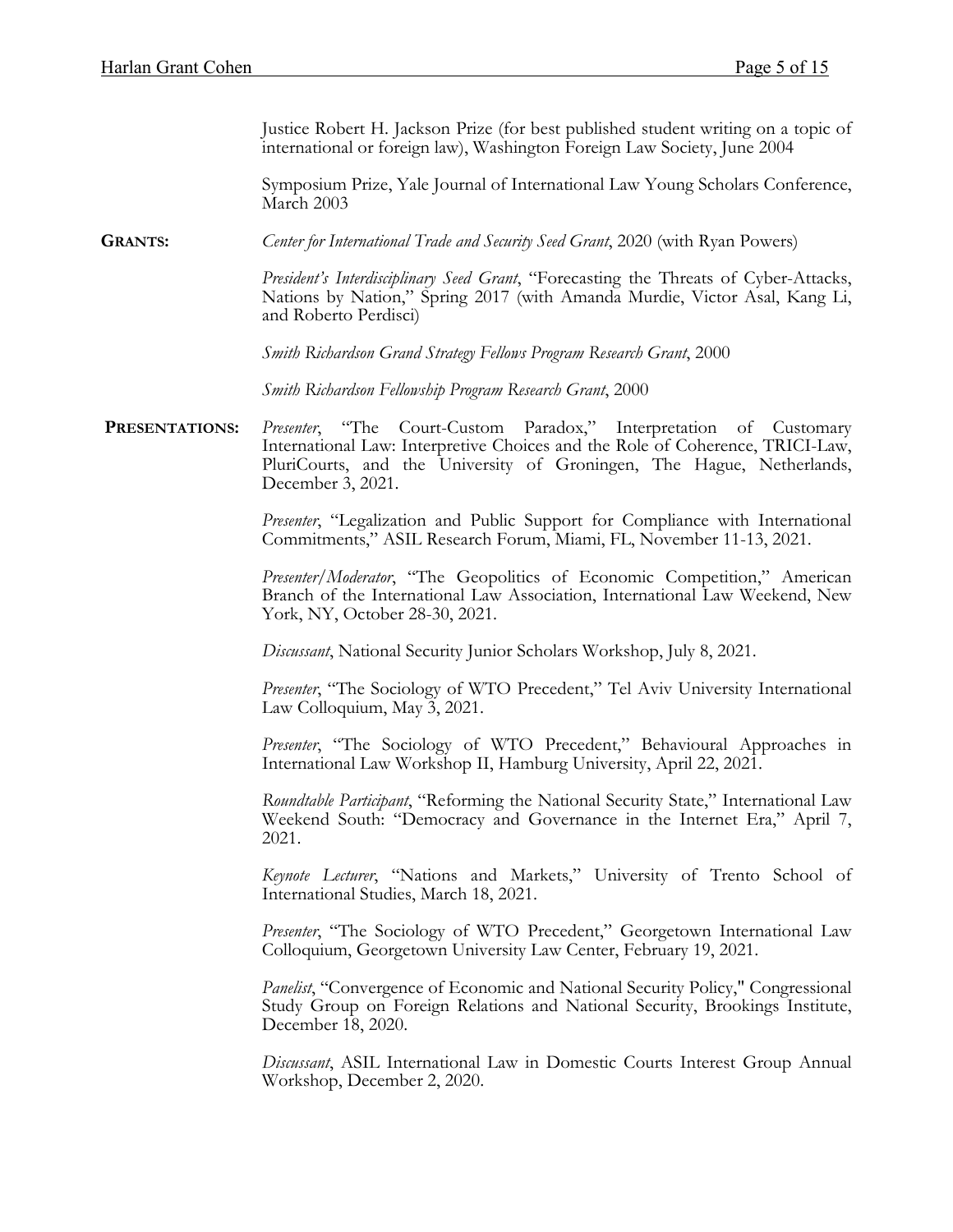Justice Robert H. Jackson Prize (for best published student writing on a topic of international or foreign law), Washington Foreign Law Society, June 2004

Symposium Prize, Yale Journal of International Law Young Scholars Conference, March 2003

**GRANTS:**

*Center for International Trade and Security Seed Grant*, 2020 (with Ryan Powers)

*President's Interdisciplinary Seed Grant*, "Forecasting the Threats of Cyber-Attacks, Nations by Nation," Spring 2017 (with Amanda Murdie, Victor Asal, Kang Li, and Roberto Perdisci)

*Smith Richardson Grand Strategy Fellows Program Research Grant*, 2000

*Smith Richardson Fellowship Program Research Grant*, 2000

**PRESENTATIONS:**

*Presenter*, "The Court-Custom Paradox," Interpretation of Customary International Law: Interpretive Choices and the Role of Coherence, TRICI-Law, PluriCourts, and the University of Groningen, The Hague, Netherlands, December 3, 2021.

*Presenter*, "Legalization and Public Support for Compliance with International Commitments," ASIL Research Forum, Miami, FL, November 11-13, 2021.

*Presenter/Moderator*, "The Geopolitics of Economic Competition," American Branch of the International Law Association, International Law Weekend, New York, NY, October 28-30, 2021.

*Discussant*, National Security Junior Scholars Workshop, July 8, 2021.

*Presenter*, "The Sociology of WTO Precedent," Tel Aviv University International Law Colloquium, May 3, 2021.

*Presenter*, "The Sociology of WTO Precedent," Behavioural Approaches in International Law Workshop II, Hamburg University, April 22, 2021.

*Roundtable Participant*, "Reforming the National Security State," International Law Weekend South: "Democracy and Governance in the Internet Era," April 7, 2021.

*Keynote Lecturer*, "Nations and Markets," University of Trento School of International Studies, March 18, 2021.

*Presenter*, "The Sociology of WTO Precedent," Georgetown International Law Colloquium, Georgetown University Law Center, February 19, 2021.

*Panelist*, "Convergence of Economic and National Security Policy," Congressional Study Group on Foreign Relations and National Security, Brookings Institute, December 18, 2020.

*Discussant*, ASIL International Law in Domestic Courts Interest Group Annual Workshop, December 2, 2020.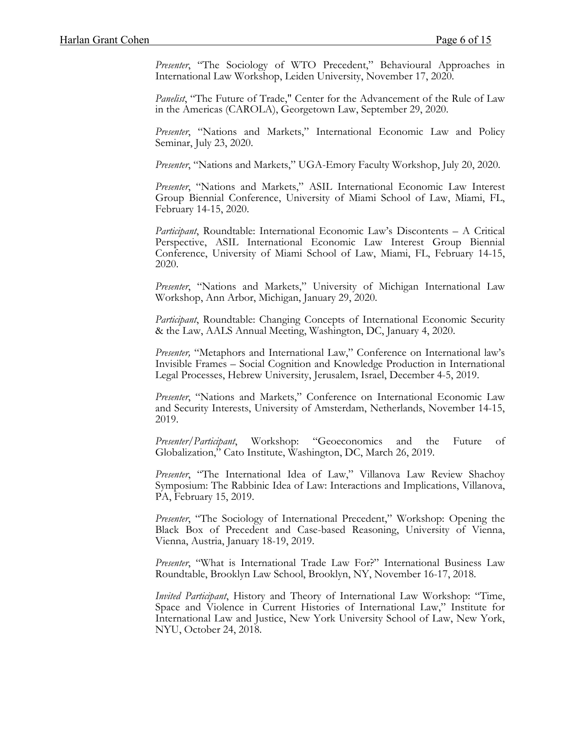*Presenter*, "The Sociology of WTO Precedent," Behavioural Approaches in International Law Workshop, Leiden University, November 17, 2020.

*Panelist*, "The Future of Trade," Center for the Advancement of the Rule of Law in the Americas (CAROLA), Georgetown Law, September 29, 2020.

*Presenter*, "Nations and Markets," International Economic Law and Policy Seminar, July 23, 2020.

*Presenter*, "Nations and Markets," UGA-Emory Faculty Workshop, July 20, 2020.

*Presenter*, "Nations and Markets," ASIL International Economic Law Interest Group Biennial Conference, University of Miami School of Law, Miami, FL, February 14-15, 2020.

*Participant*, Roundtable: International Economic Law's Discontents – A Critical Perspective, ASIL International Economic Law Interest Group Biennial Conference, University of Miami School of Law, Miami, FL, February 14-15, 2020.

*Presenter*, "Nations and Markets," University of Michigan International Law Workshop, Ann Arbor, Michigan, January 29, 2020.

*Participant*, Roundtable: Changing Concepts of International Economic Security & the Law, AALS Annual Meeting, Washington, DC, January 4, 2020.

*Presenter,* "Metaphors and International Law," Conference on International law's Invisible Frames – Social Cognition and Knowledge Production in International Legal Processes, Hebrew University, Jerusalem, Israel, December 4-5, 2019.

*Presenter*, "Nations and Markets," Conference on International Economic Law and Security Interests, University of Amsterdam, Netherlands, November 14-15, 2019.

*Presenter/Participant*, Workshop: "Geoeconomics and the Future of Globalization," Cato Institute, Washington, DC, March 26, 2019.

*Presenter*, "The International Idea of Law," Villanova Law Review Shachoy Symposium: The Rabbinic Idea of Law: Interactions and Implications, Villanova, PA, February 15, 2019.

*Presenter*, "The Sociology of International Precedent," Workshop: Opening the Black Box of Precedent and Case-based Reasoning, University of Vienna, Vienna, Austria, January 18-19, 2019.

*Presenter*, "What is International Trade Law For?" International Business Law Roundtable, Brooklyn Law School, Brooklyn, NY, November 16-17, 2018.

*Invited Participant*, History and Theory of International Law Workshop: "Time, Space and Violence in Current Histories of International Law," Institute for International Law and Justice, New York University School of Law, New York, NYU, October 24, 2018.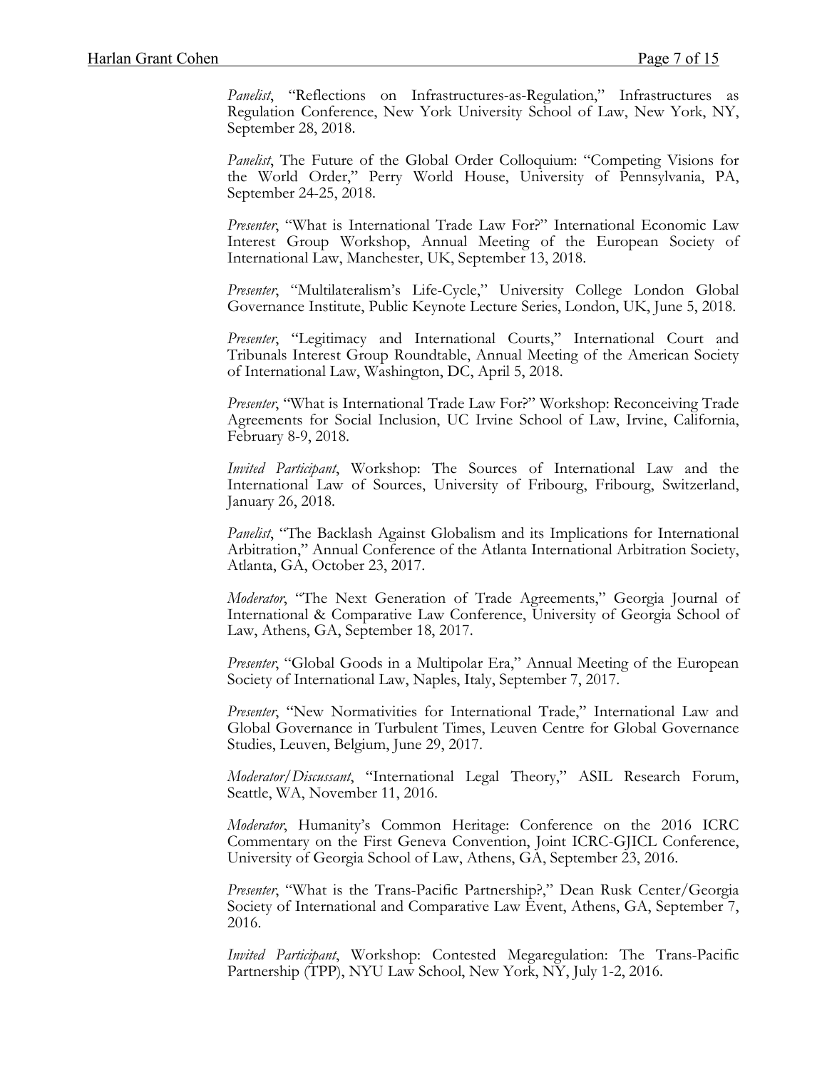*Panelist*, "Reflections on Infrastructures-as-Regulation," Infrastructures as Regulation Conference, New York University School of Law, New York, NY, September 28, 2018.

*Panelist*, The Future of the Global Order Colloquium: "Competing Visions for the World Order," Perry World House, University of Pennsylvania, PA, September 24-25, 2018.

*Presenter*, "What is International Trade Law For?" International Economic Law Interest Group Workshop, Annual Meeting of the European Society of International Law, Manchester, UK, September 13, 2018.

*Presenter*, "Multilateralism's Life-Cycle," University College London Global Governance Institute, Public Keynote Lecture Series, London, UK, June 5, 2018.

*Presenter*, "Legitimacy and International Courts," International Court and Tribunals Interest Group Roundtable, Annual Meeting of the American Society of International Law, Washington, DC, April 5, 2018.

*Presenter*, "What is International Trade Law For?" Workshop: Reconceiving Trade Agreements for Social Inclusion, UC Irvine School of Law, Irvine, California, February 8-9, 2018.

*Invited Participant*, Workshop: The Sources of International Law and the International Law of Sources, University of Fribourg, Fribourg, Switzerland, January 26, 2018.

*Panelist*, "The Backlash Against Globalism and its Implications for International Arbitration," Annual Conference of the Atlanta International Arbitration Society, Atlanta, GA, October 23, 2017.

*Moderator*, "The Next Generation of Trade Agreements," Georgia Journal of International & Comparative Law Conference, University of Georgia School of Law, Athens, GA, September 18, 2017.

*Presenter*, "Global Goods in a Multipolar Era," Annual Meeting of the European Society of International Law, Naples, Italy, September 7, 2017.

*Presenter*, "New Normativities for International Trade," International Law and Global Governance in Turbulent Times, Leuven Centre for Global Governance Studies, Leuven, Belgium, June 29, 2017.

*Moderator/Discussant*, "International Legal Theory," ASIL Research Forum, Seattle, WA, November 11, 2016.

*Moderator*, Humanity's Common Heritage: Conference on the 2016 ICRC Commentary on the First Geneva Convention, Joint ICRC-GJICL Conference, University of Georgia School of Law, Athens, GA, September 23, 2016.

*Presenter*, "What is the Trans-Pacific Partnership?," Dean Rusk Center/Georgia Society of International and Comparative Law Event, Athens, GA, September 7, 2016.

*Invited Participant*, Workshop: Contested Megaregulation: The Trans-Pacific Partnership (TPP), NYU Law School, New York, NY, July 1-2, 2016.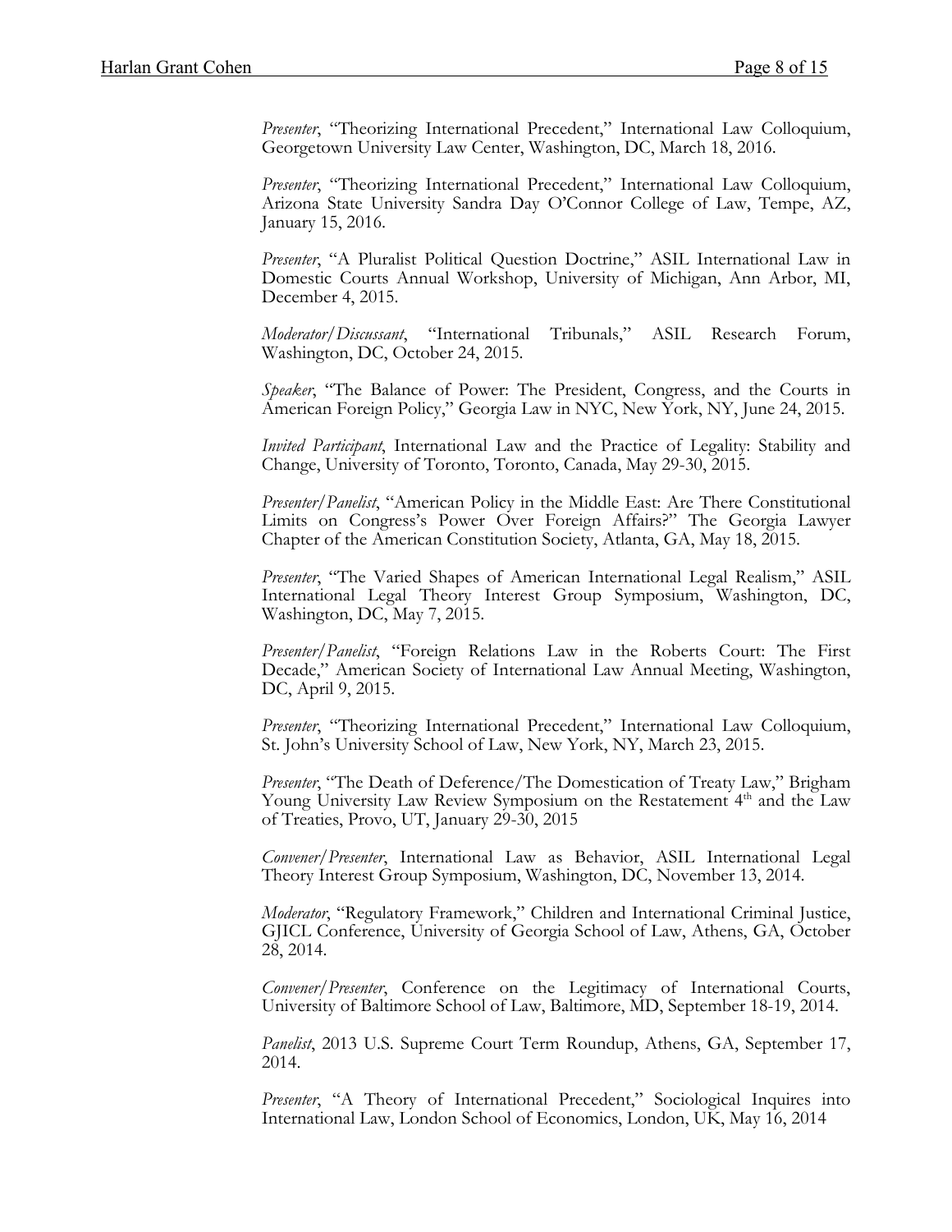*Presenter*, "Theorizing International Precedent," International Law Colloquium, Georgetown University Law Center, Washington, DC, March 18, 2016.

*Presenter*, "Theorizing International Precedent," International Law Colloquium, Arizona State University Sandra Day O'Connor College of Law, Tempe, AZ, January 15, 2016.

*Presenter*, "A Pluralist Political Question Doctrine," ASIL International Law in Domestic Courts Annual Workshop, University of Michigan, Ann Arbor, MI, December 4, 2015.

*Moderator/Discussant*, "International Tribunals," ASIL Research Forum, Washington, DC, October 24, 2015.

*Speaker*, "The Balance of Power: The President, Congress, and the Courts in American Foreign Policy," Georgia Law in NYC, New York, NY, June 24, 2015.

*Invited Participant*, International Law and the Practice of Legality: Stability and Change, University of Toronto, Toronto, Canada, May 29-30, 2015.

*Presenter/Panelist*, "American Policy in the Middle East: Are There Constitutional Limits on Congress's Power Over Foreign Affairs?" The Georgia Lawyer Chapter of the American Constitution Society, Atlanta, GA, May 18, 2015.

*Presenter*, "The Varied Shapes of American International Legal Realism," ASIL International Legal Theory Interest Group Symposium, Washington, DC, Washington, DC, May 7, 2015.

*Presenter/Panelist*, "Foreign Relations Law in the Roberts Court: The First Decade," American Society of International Law Annual Meeting, Washington, DC, April 9, 2015.

*Presenter*, "Theorizing International Precedent," International Law Colloquium, St. John's University School of Law, New York, NY, March 23, 2015.

*Presenter*, "The Death of Deference/The Domestication of Treaty Law," Brigham Young University Law Review Symposium on the Restatement 4th and the Law of Treaties, Provo, UT, January 29-30, 2015

*Convener/Presenter*, International Law as Behavior, ASIL International Legal Theory Interest Group Symposium, Washington, DC, November 13, 2014.

*Moderator*, "Regulatory Framework," Children and International Criminal Justice, GJICL Conference, University of Georgia School of Law, Athens, GA, October 28, 2014.

*Convener/Presenter*, Conference on the Legitimacy of International Courts, University of Baltimore School of Law, Baltimore, MD, September 18-19, 2014.

*Panelist*, 2013 U.S. Supreme Court Term Roundup, Athens, GA, September 17, 2014.

*Presenter*, "A Theory of International Precedent," Sociological Inquires into International Law, London School of Economics, London, UK, May 16, 2014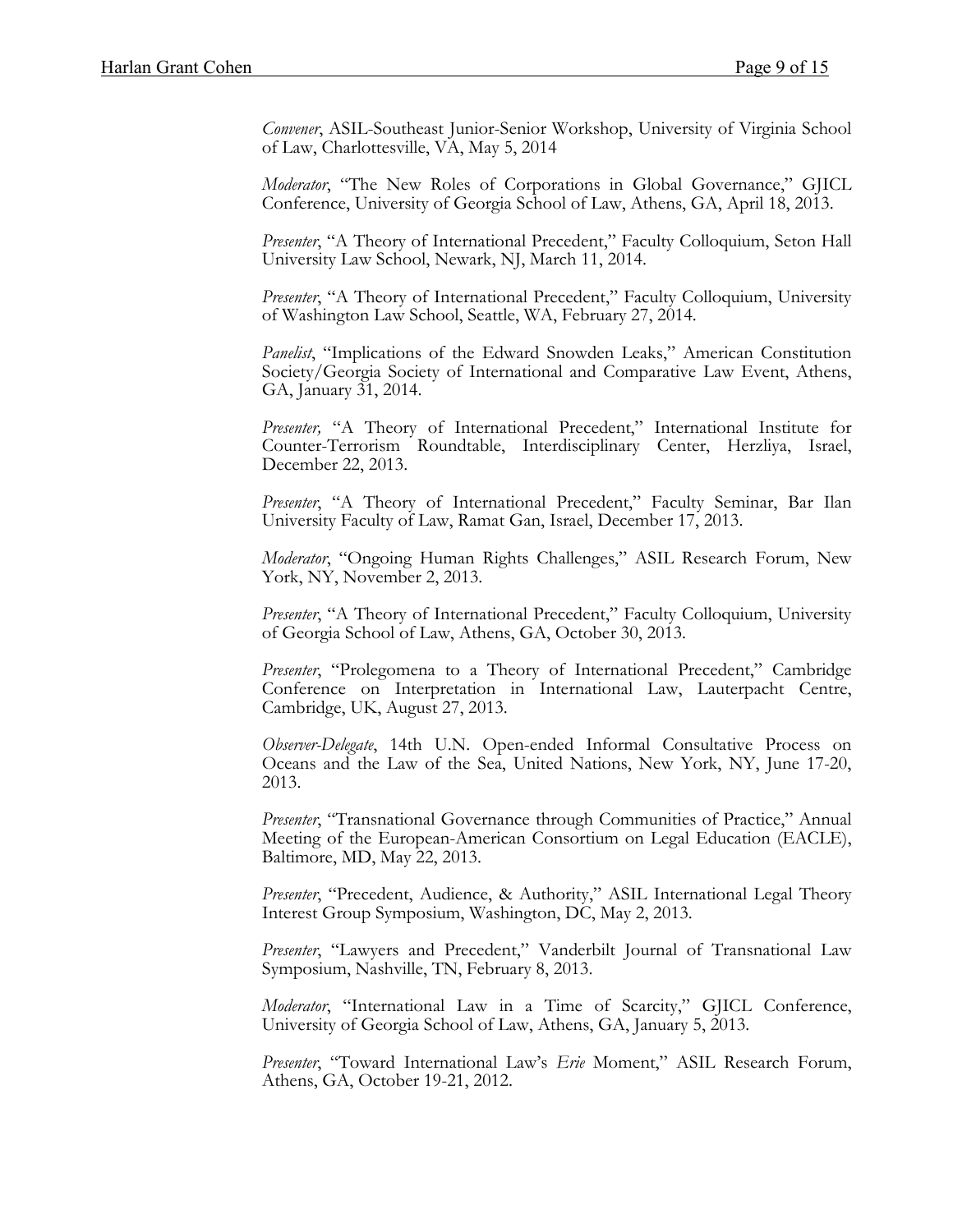*Convener*, ASIL-Southeast Junior-Senior Workshop, University of Virginia School of Law, Charlottesville, VA, May 5, 2014

*Moderator*, "The New Roles of Corporations in Global Governance," GJICL Conference, University of Georgia School of Law, Athens, GA, April 18, 2013.

*Presenter*, "A Theory of International Precedent," Faculty Colloquium, Seton Hall University Law School, Newark, NJ, March 11, 2014.

*Presenter*, "A Theory of International Precedent," Faculty Colloquium, University of Washington Law School, Seattle, WA, February 27, 2014.

*Panelist*, "Implications of the Edward Snowden Leaks," American Constitution Society/Georgia Society of International and Comparative Law Event, Athens, GA, January 31, 2014.

*Presenter,* "A Theory of International Precedent," International Institute for Counter-Terrorism Roundtable, Interdisciplinary Center, Herzliya, Israel, December 22, 2013.

*Presenter*, "A Theory of International Precedent," Faculty Seminar, Bar Ilan University Faculty of Law, Ramat Gan, Israel, December 17, 2013.

*Moderator*, "Ongoing Human Rights Challenges," ASIL Research Forum, New York, NY, November 2, 2013.

*Presenter*, "A Theory of International Precedent," Faculty Colloquium, University of Georgia School of Law, Athens, GA, October 30, 2013.

*Presenter*, "Prolegomena to a Theory of International Precedent," Cambridge Conference on Interpretation in International Law, Lauterpacht Centre, Cambridge, UK, August 27, 2013.

*Observer-Delegate*, 14th U.N. Open-ended Informal Consultative Process on Oceans and the Law of the Sea, United Nations, New York, NY, June 17-20, 2013.

*Presenter*, "Transnational Governance through Communities of Practice," Annual Meeting of the European-American Consortium on Legal Education (EACLE), Baltimore, MD, May 22, 2013.

*Presenter*, "Precedent, Audience, & Authority," ASIL International Legal Theory Interest Group Symposium, Washington, DC, May 2, 2013.

*Presenter*, "Lawyers and Precedent," Vanderbilt Journal of Transnational Law Symposium, Nashville, TN, February 8, 2013.

*Moderator*, "International Law in a Time of Scarcity," GJICL Conference, University of Georgia School of Law, Athens, GA, January 5, 2013.

*Presenter*, "Toward International Law's *Erie* Moment," ASIL Research Forum, Athens, GA, October 19-21, 2012.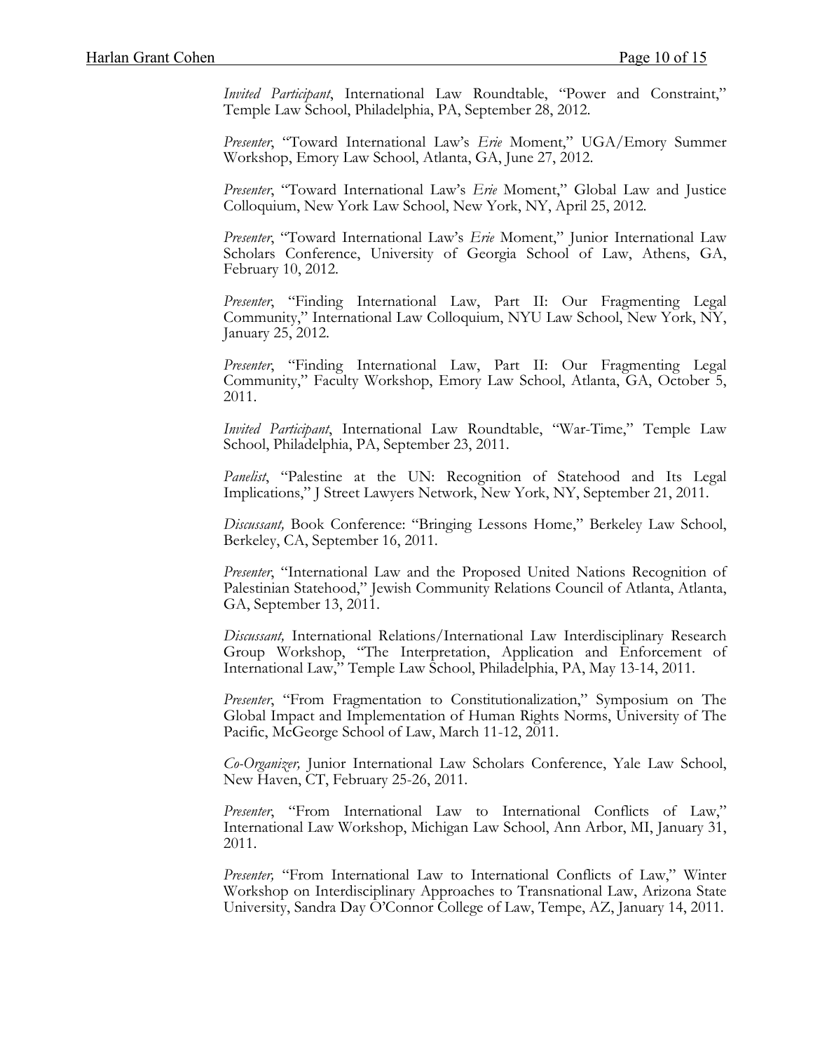*Invited Participant*, International Law Roundtable, "Power and Constraint," Temple Law School, Philadelphia, PA, September 28, 2012.

*Presenter*, "Toward International Law's *Erie* Moment," UGA/Emory Summer Workshop, Emory Law School, Atlanta, GA, June 27, 2012.

*Presenter*, "Toward International Law's *Erie* Moment," Global Law and Justice Colloquium, New York Law School, New York, NY, April 25, 2012.

*Presenter*, "Toward International Law's *Erie* Moment," Junior International Law Scholars Conference, University of Georgia School of Law, Athens, GA, February 10, 2012.

*Presenter*, "Finding International Law, Part II: Our Fragmenting Legal Community," International Law Colloquium, NYU Law School, New York, NY, January 25, 2012.

*Presenter*, "Finding International Law, Part II: Our Fragmenting Legal Community," Faculty Workshop, Emory Law School, Atlanta, GA, October 5, 2011.

*Invited Participant*, International Law Roundtable, "War-Time," Temple Law School, Philadelphia, PA, September 23, 2011.

*Panelist*, "Palestine at the UN: Recognition of Statehood and Its Legal Implications," J Street Lawyers Network, New York, NY, September 21, 2011.

*Discussant,* Book Conference: "Bringing Lessons Home," Berkeley Law School, Berkeley, CA, September 16, 2011.

*Presenter*, "International Law and the Proposed United Nations Recognition of Palestinian Statehood," Jewish Community Relations Council of Atlanta, Atlanta, GA, September 13, 2011.

*Discussant,* International Relations/International Law Interdisciplinary Research Group Workshop, "The Interpretation, Application and Enforcement of International Law," Temple Law School, Philadelphia, PA, May 13-14, 2011.

*Presenter*, "From Fragmentation to Constitutionalization," Symposium on The Global Impact and Implementation of Human Rights Norms, University of The Pacific, McGeorge School of Law, March 11-12, 2011.

*Co-Organizer,* Junior International Law Scholars Conference, Yale Law School, New Haven, CT, February 25-26, 2011.

*Presenter*, "From International Law to International Conflicts of Law," International Law Workshop, Michigan Law School, Ann Arbor, MI, January 31, 2011.

*Presenter,* "From International Law to International Conflicts of Law," Winter Workshop on Interdisciplinary Approaches to Transnational Law, Arizona State University, Sandra Day O'Connor College of Law, Tempe, AZ, January 14, 2011.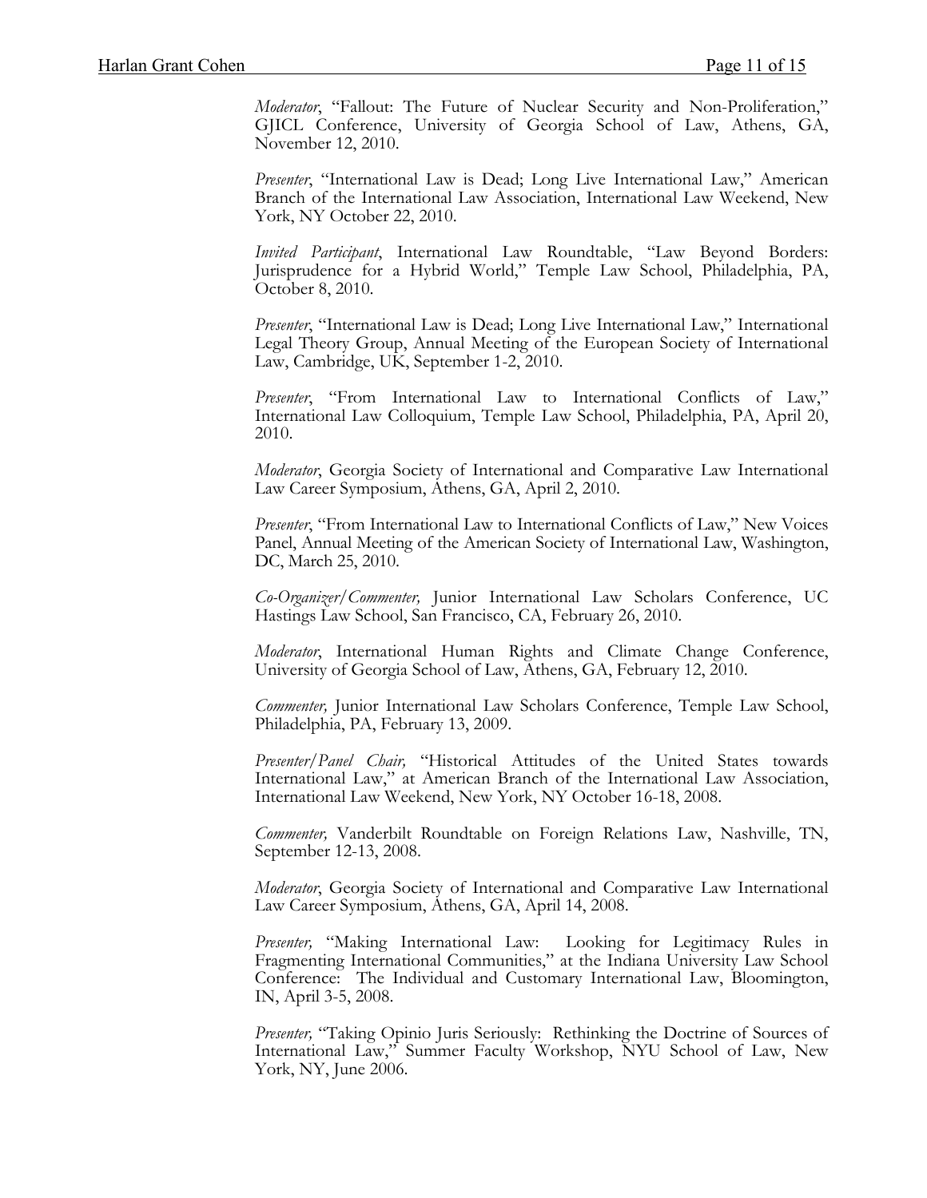*Moderator*, "Fallout: The Future of Nuclear Security and Non-Proliferation," GJICL Conference, University of Georgia School of Law, Athens, GA, November 12, 2010.

*Presenter*, "International Law is Dead; Long Live International Law," American Branch of the International Law Association, International Law Weekend, New York, NY October 22, 2010.

*Invited Participant*, International Law Roundtable, "Law Beyond Borders: Jurisprudence for a Hybrid World," Temple Law School, Philadelphia, PA, October 8, 2010.

*Presenter*, "International Law is Dead; Long Live International Law," International Legal Theory Group, Annual Meeting of the European Society of International Law, Cambridge, UK, September 1-2, 2010.

*Presenter*, "From International Law to International Conflicts of Law," International Law Colloquium, Temple Law School, Philadelphia, PA, April 20, 2010.

*Moderator*, Georgia Society of International and Comparative Law International Law Career Symposium, Athens, GA, April 2, 2010.

*Presenter*, "From International Law to International Conflicts of Law," New Voices Panel, Annual Meeting of the American Society of International Law, Washington, DC, March 25, 2010.

*Co-Organizer/Commenter,* Junior International Law Scholars Conference, UC Hastings Law School, San Francisco, CA, February 26, 2010.

*Moderator*, International Human Rights and Climate Change Conference, University of Georgia School of Law, Athens, GA, February 12, 2010.

*Commenter,* Junior International Law Scholars Conference, Temple Law School, Philadelphia, PA, February 13, 2009.

*Presenter/Panel Chair,* "Historical Attitudes of the United States towards International Law," at American Branch of the International Law Association, International Law Weekend, New York, NY October 16-18, 2008.

*Commenter,* Vanderbilt Roundtable on Foreign Relations Law, Nashville, TN, September 12-13, 2008.

*Moderator*, Georgia Society of International and Comparative Law International Law Career Symposium, Athens, GA, April 14, 2008.

*Presenter,* "Making International Law: Looking for Legitimacy Rules in Fragmenting International Communities," at the Indiana University Law School Conference: The Individual and Customary International Law, Bloomington, IN, April 3-5, 2008.

*Presenter,* "Taking Opinio Juris Seriously: Rethinking the Doctrine of Sources of International Law," Summer Faculty Workshop, NYU School of Law, New York, NY, June 2006.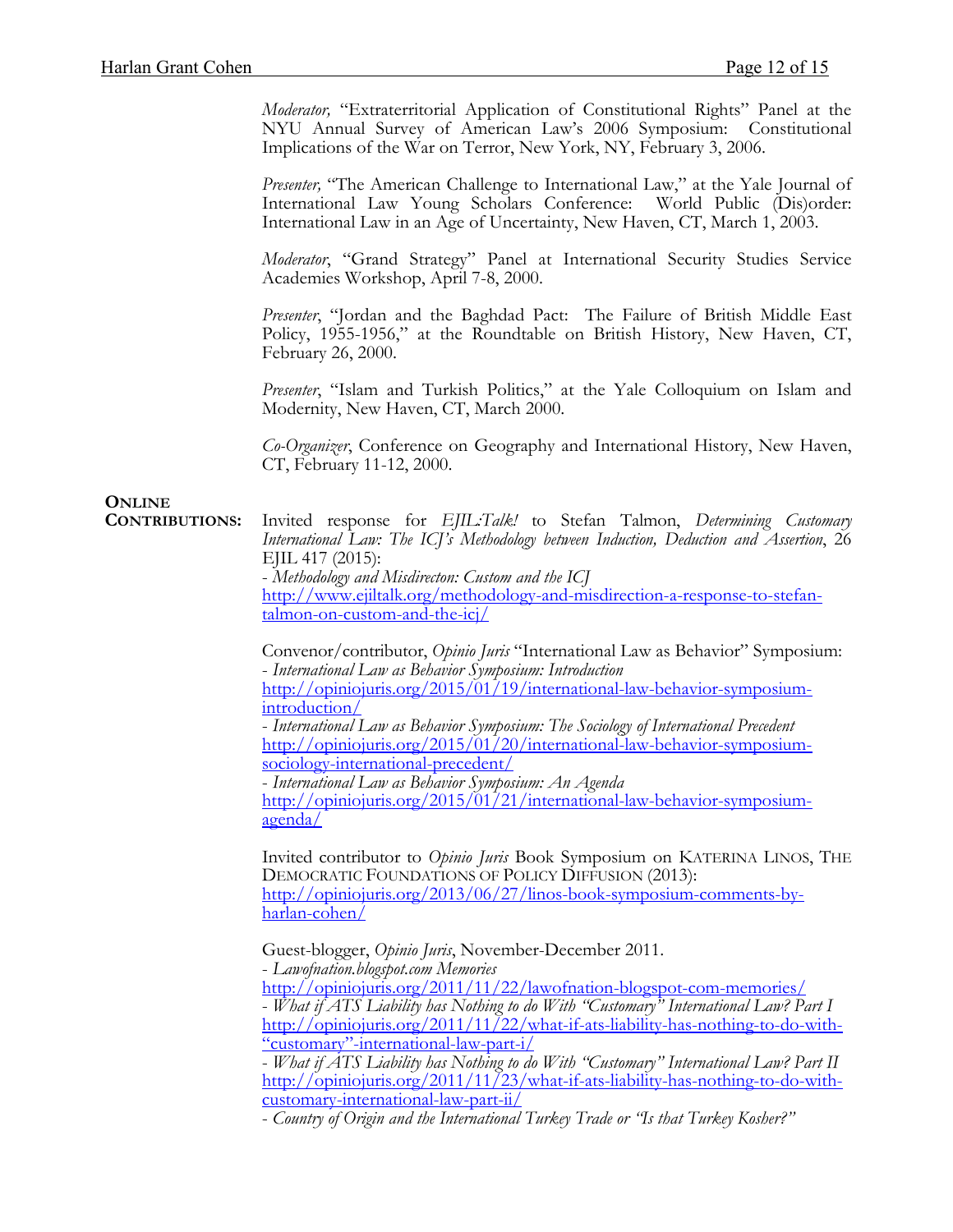*Moderator,* "Extraterritorial Application of Constitutional Rights" Panel at the NYU Annual Survey of American Law's 2006 Symposium: Constitutional Implications of the War on Terror, New York, NY, February 3, 2006.

*Presenter,* "The American Challenge to International Law," at the Yale Journal of International Law Young Scholars Conference: World Public (Dis)order: International Law in an Age of Uncertainty, New Haven, CT, March 1, 2003.

*Moderator*, "Grand Strategy" Panel at International Security Studies Service Academies Workshop, April 7-8, 2000.

*Presenter*, "Jordan and the Baghdad Pact: The Failure of British Middle East Policy, 1955-1956," at the Roundtable on British History, New Haven, CT, February 26, 2000.

*Presenter*, "Islam and Turkish Politics," at the Yale Colloquium on Islam and Modernity, New Haven, CT, March 2000.

*Co-Organizer*, Conference on Geography and International History, New Haven, CT, February 11-12, 2000.

**ONLINE CONTRIBUTIONS:**

Invited response for *EJIL:Talk!* to Stefan Talmon, *Determining Customary International Law: The ICJ's Methodology between Induction, Deduction and Assertion*, 26 EJIL 417 (2015):
- *Methodology and Misdirecton: Custom and the ICJ*
http://www.ejiltalk.org/methodology-and-misdirection-a-response-to-stefan-talmon-on-custom-and-the-icj/

Convenor/contributor, *Opinio Juris* "International Law as Behavior" Symposium:
- *International Law as Behavior Symposium: Introduction*
http://opiniojuris.org/2015/01/19/international-law-behavior-symposium-introduction/
- *International Law as Behavior Symposium: The Sociology of International Precedent*
http://opiniojuris.org/2015/01/20/international-law-behavior-symposium-sociology-international-precedent/
- *International Law as Behavior Symposium: An Agenda*
http://opiniojuris.org/2015/01/21/international-law-behavior-symposium-agenda/

Invited contributor to *Opinio Juris* Book Symposium on KATERINA LINOS, THE DEMOCRATIC FOUNDATIONS OF POLICY DIFFUSION (2013):
http://opiniojuris.org/2013/06/27/linos-book-symposium-comments-by-harlan-cohen/

Guest-blogger, *Opinio Juris*, November-December 2011.
- *Lawofnation.blogspot.com Memories*
http://opiniojuris.org/2011/11/22/lawofnation-blogspot-com-memories/
- *What if ATS Liability has Nothing to do With "Customary" International Law? Part I*
http://opiniojuris.org/2011/11/22/what-if-ats-liability-has-nothing-to-do-with-"customary"-international-law-part-i/
- *What if ATS Liability has Nothing to do With "Customary" International Law? Part II*
http://opiniojuris.org/2011/11/23/what-if-ats-liability-has-nothing-to-do-with-customary-international-law-part-ii/
- *Country of Origin and the International Turkey Trade or "Is that Turkey Kosher?"*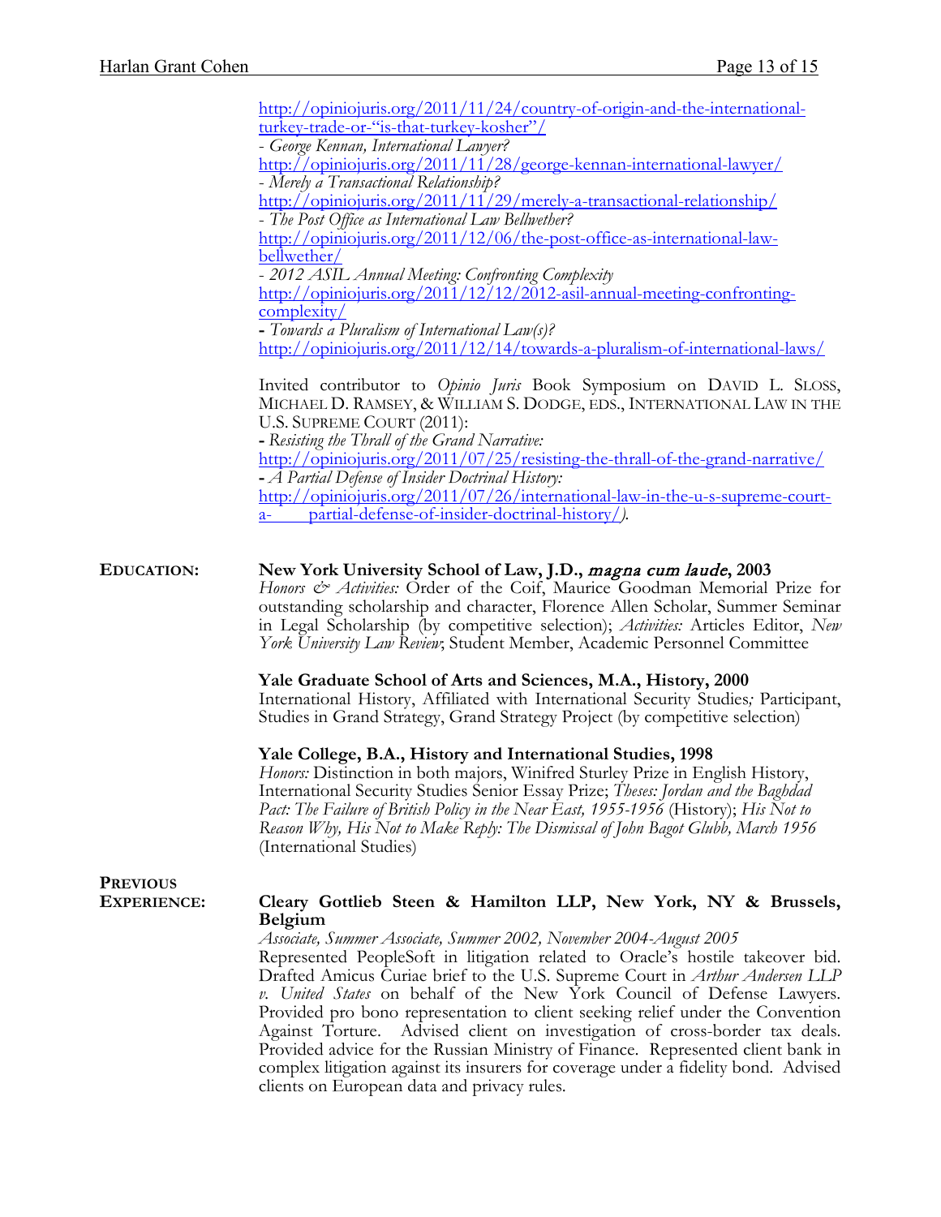http://opiniojuris.org/2011/11/24/country-of-origin-and-the-international-turkey-trade-or-"is-that-turkey-kosher"/
- *George Kennan, International Lawyer?*
http://opiniojuris.org/2011/11/28/george-kennan-international-lawyer/
- *Merely a Transactional Relationship?*
http://opiniojuris.org/2011/11/29/merely-a-transactional-relationship/
- *The Post Office as International Law Bellwether?*
http://opiniojuris.org/2011/12/06/the-post-office-as-international-law-bellwether/
- *2012 ASIL Annual Meeting: Confronting Complexity*
http://opiniojuris.org/2011/12/12/2012-asil-annual-meeting-confronting-complexity/
- *Towards a Pluralism of International Law(s)?*
http://opiniojuris.org/2011/12/14/towards-a-pluralism-of-international-laws/

Invited contributor to *Opinio Juris* Book Symposium on DAVID L. SLOSS, MICHAEL D. RAMSEY, & WILLIAM S. DODGE, EDS., INTERNATIONAL LAW IN THE U.S. SUPREME COURT (2011):
- *Resisting the Thrall of the Grand Narrative:*
http://opiniojuris.org/2011/07/25/resisting-the-thrall-of-the-grand-narrative/
- *A Partial Defense of Insider Doctrinal History:*
http://opiniojuris.org/2011/07/26/international-law-in-the-u-s-supreme-court-a-partial-defense-of-insider-doctrinal-history/).

**EDUCATION:**

**New York University School of Law, J.D., *magna cum laude*, 2003**
*Honors & Activities:* Order of the Coif, Maurice Goodman Memorial Prize for outstanding scholarship and character, Florence Allen Scholar, Summer Seminar in Legal Scholarship (by competitive selection); *Activities:* Articles Editor, *New York University Law Review*; Student Member, Academic Personnel Committee

**Yale Graduate School of Arts and Sciences, M.A., History, 2000**
International History, Affiliated with International Security Studies*;* Participant, Studies in Grand Strategy, Grand Strategy Project (by competitive selection)

**Yale College, B.A., History and International Studies, 1998**
*Honors:* Distinction in both majors, Winifred Sturley Prize in English History, International Security Studies Senior Essay Prize; *Theses: Jordan and the Baghdad Pact: The Failure of British Policy in the Near East, 1955-1956* (History); *His Not to Reason Why, His Not to Make Reply: The Dismissal of John Bagot Glubb, March 1956* (International Studies)

**PREVIOUS EXPERIENCE:**

**Cleary Gottlieb Steen & Hamilton LLP, New York, NY & Brussels, Belgium**
*Associate, Summer Associate, Summer 2002, November 2004-August 2005*
Represented PeopleSoft in litigation related to Oracle's hostile takeover bid. Drafted Amicus Curiae brief to the U.S. Supreme Court in *Arthur Andersen LLP v. United States* on behalf of the New York Council of Defense Lawyers. Provided pro bono representation to client seeking relief under the Convention Against Torture. Advised client on investigation of cross-border tax deals. Provided advice for the Russian Ministry of Finance. Represented client bank in complex litigation against its insurers for coverage under a fidelity bond. Advised clients on European data and privacy rules.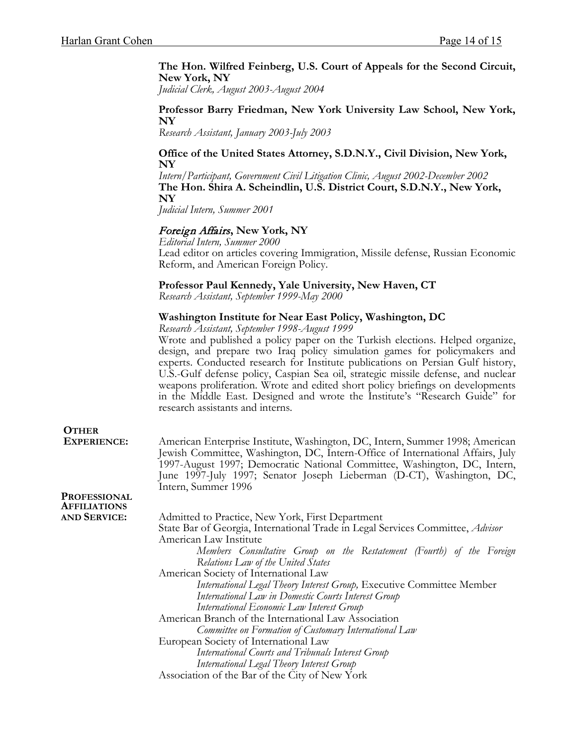**The Hon. Wilfred Feinberg, U.S. Court of Appeals for the Second Circuit, New York, NY**
*Judicial Clerk, August 2003-August 2004*

**Professor Barry Friedman, New York University Law School, New York, NY**
*Research Assistant, January 2003-July 2003*

**Office of the United States Attorney, S.D.N.Y., Civil Division, New York, NY**
*Intern/Participant, Government Civil Litigation Clinic, August 2002-December 2002*

**The Hon. Shira A. Scheindlin, U.S. District Court, S.D.N.Y., New York, NY**
*Judicial Intern, Summer 2001*

***Foreign Affairs*, New York, NY**
*Editorial Intern, Summer 2000*
Lead editor on articles covering Immigration, Missile defense, Russian Economic Reform, and American Foreign Policy.

**Professor Paul Kennedy, Yale University, New Haven, CT**
*Research Assistant, September 1999-May 2000*

**Washington Institute for Near East Policy, Washington, DC**
*Research Assistant, September 1998-August 1999*
Wrote and published a policy paper on the Turkish elections. Helped organize, design, and prepare two Iraq policy simulation games for policymakers and experts. Conducted research for Institute publications on Persian Gulf history, U.S.-Gulf defense policy, Caspian Sea oil, strategic missile defense, and nuclear weapons proliferation. Wrote and edited short policy briefings on developments in the Middle East. Designed and wrote the Institute's "Research Guide" for research assistants and interns.

**OTHER EXPERIENCE:**

American Enterprise Institute, Washington, DC, Intern, Summer 1998; American Jewish Committee, Washington, DC, Intern-Office of International Affairs, July 1997-August 1997; Democratic National Committee, Washington, DC, Intern, June 1997-July 1997; Senator Joseph Lieberman (D-CT), Washington, DC, Intern, Summer 1996

**PROFESSIONAL AFFILIATIONS AND SERVICE:**

Admitted to Practice, New York, First Department
State Bar of Georgia, International Trade in Legal Services Committee, *Advisor*
American Law Institute
- *Members Consultative Group on the Restatement (Fourth) of the Foreign Relations Law of the United States*

American Society of International Law
- *International Legal Theory Interest Group,* Executive Committee Member
- *International Law in Domestic Courts Interest Group*
- *International Economic Law Interest Group*

American Branch of the International Law Association
- *Committee on Formation of Customary International Law*

European Society of International Law
- *International Courts and Tribunals Interest Group*
- *International Legal Theory Interest Group*

Association of the Bar of the City of New York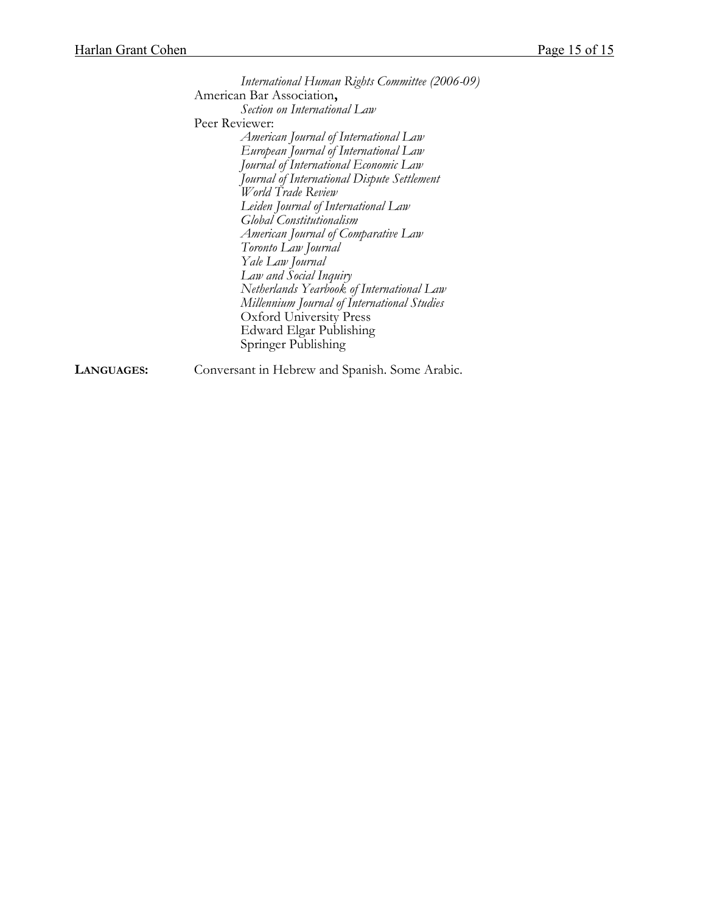*International Human Rights Committee (2006-09)*

American Bar Association,

*Section on International Law*

Peer Reviewer:

*American Journal of International Law*
*European Journal of International Law*
*Journal of International Economic Law*
*Journal of International Dispute Settlement*
*World Trade Review*
*Leiden Journal of International Law*
*Global Constitutionalism*
*American Journal of Comparative Law*
*Toronto Law Journal*
*Yale Law Journal*
*Law and Social Inquiry*
*Netherlands Yearbook of International Law*
*Millennium Journal of International Studies*
Oxford University Press
Edward Elgar Publishing
Springer Publishing

**LANGUAGES:** Conversant in Hebrew and Spanish. Some Arabic.